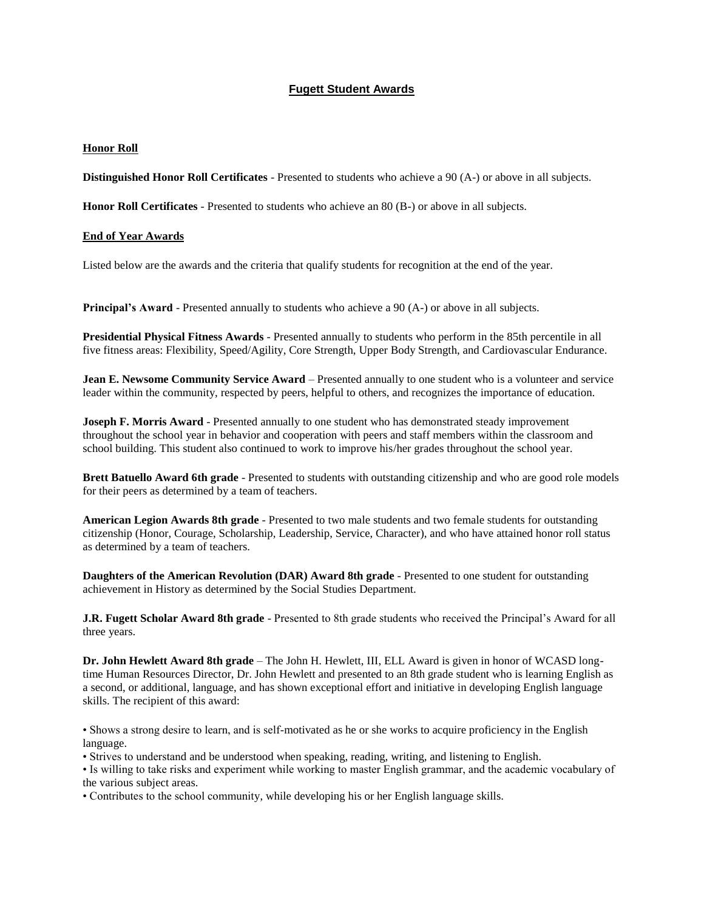# Fugett Student Awards

## Honor Roll

**Distinguished Honor Roll Certificates** - Presented to students who achieve a 90 (A-) or above in all subjects.

**Honor Roll Certificates** - Presented to students who achieve an 80 (B-) or above in all subjects.

## End of Year Awards

Listed below are the awards and the criteria that qualify students for recognition at the end of the year.

**Principal's Award** - Presented annually to students who achieve a 90 (A-) or above in all subjects.

**Presidential Physical Fitness Awards** - Presented annually to students who perform in the 85th percentile in all five fitness areas: Flexibility, Speed/Agility, Core Strength, Upper Body Strength, and Cardiovascular Endurance.

**Jean E. Newsome Community Service Award** – Presented annually to one student who is a volunteer and service leader within the community, respected by peers, helpful to others, and recognizes the importance of education.

**Joseph F. Morris Award** - Presented annually to one student who has demonstrated steady improvement throughout the school year in behavior and cooperation with peers and staff members within the classroom and school building. This student also continued to work to improve his/her grades throughout the school year.

**Brett Batuello Award 6th grade** - Presented to students with outstanding citizenship and who are good role models for their peers as determined by a team of teachers.

**American Legion Awards 8th grade** - Presented to two male students and two female students for outstanding citizenship (Honor, Courage, Scholarship, Leadership, Service, Character), and who have attained honor roll status as determined by a team of teachers.

**Daughters of the American Revolution (DAR) Award 8th grade** - Presented to one student for outstanding achievement in History as determined by the Social Studies Department.

**J.R. Fugett Scholar Award 8th grade** - Presented to 8th grade students who received the Principal's Award for all three years.

**Dr. John Hewlett Award 8th grade** – The John H. Hewlett, III, ELL Award is given in honor of WCASD long-time Human Resources Director, Dr. John Hewlett and presented to an 8th grade student who is learning English as a second, or additional, language, and has shown exceptional effort and initiative in developing English language skills. The recipient of this award:

- Shows a strong desire to learn, and is self-motivated as he or she works to acquire proficiency in the English language.
- Strives to understand and be understood when speaking, reading, writing, and listening to English.
- Is willing to take risks and experiment while working to master English grammar, and the academic vocabulary of the various subject areas.
- Contributes to the school community, while developing his or her English language skills.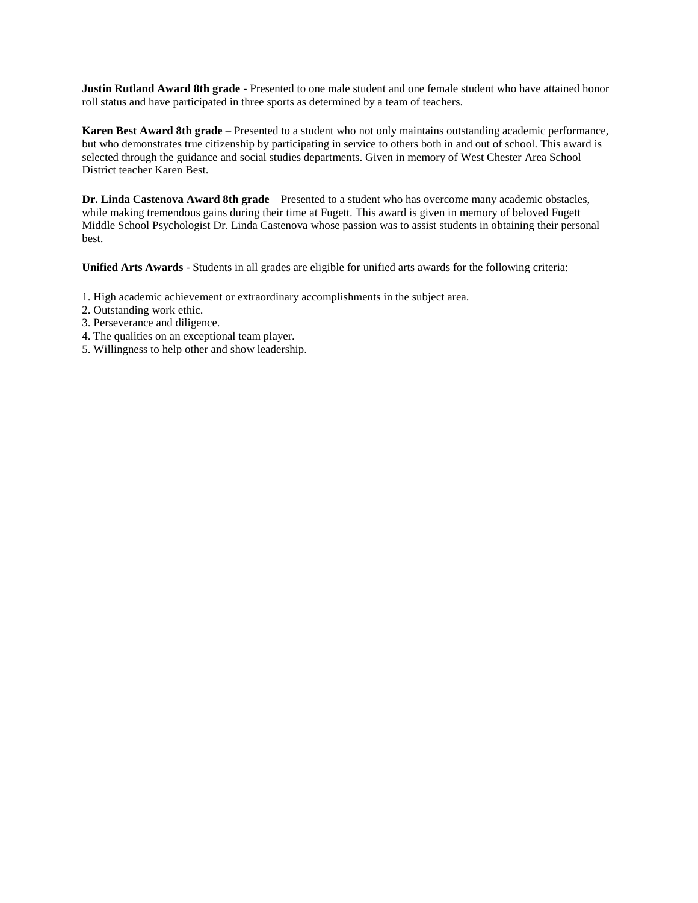**Justin Rutland Award 8th grade** - Presented to one male student and one female student who have attained honor roll status and have participated in three sports as determined by a team of teachers.

**Karen Best Award 8th grade** – Presented to a student who not only maintains outstanding academic performance, but who demonstrates true citizenship by participating in service to others both in and out of school. This award is selected through the guidance and social studies departments. Given in memory of West Chester Area School District teacher Karen Best.

**Dr. Linda Castenova Award 8th grade** – Presented to a student who has overcome many academic obstacles, while making tremendous gains during their time at Fugett. This award is given in memory of beloved Fugett Middle School Psychologist Dr. Linda Castenova whose passion was to assist students in obtaining their personal best.

**Unified Arts Awards** - Students in all grades are eligible for unified arts awards for the following criteria:

1. High academic achievement or extraordinary accomplishments in the subject area.
2. Outstanding work ethic.
3. Perseverance and diligence.
4. The qualities on an exceptional team player.
5. Willingness to help other and show leadership.